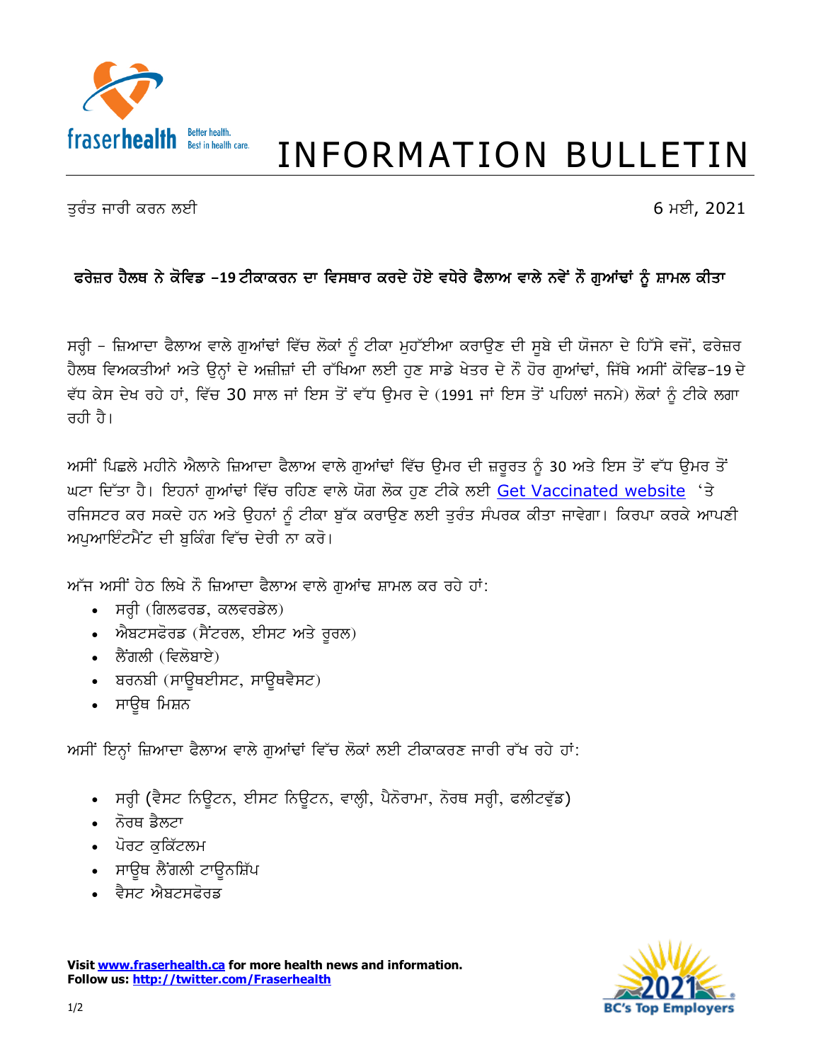# INFORMATION BULLETIN

ਤੁਰੰਤ ਜਾਰੀ ਕਰਨ ਲਈ

6 ਮਈ, 2021

## ਫਰੇਜ਼ਰ ਹੈਲਥ ਨੇ ਕੋਵਿਡ -19 ਟੀਕਾਕਰਨ ਦਾ ਵਿਸਥਾਰ ਕਰਦੇ ਹੋਏ ਵਧੇਰੇ ਫੈਲਾਅ ਵਾਲੇ ਨਵੇਂ ਨੌਂ ਗੁਆਂਢਾਂ ਨੂੰ ਸ਼ਾਮਲ ਕੀਤਾ

ਸਰ੍ਹੀ – ਜ਼ਿਆਦਾ ਫੈਲਾਅ ਵਾਲੇ ਗੁਆਂਢਾਂ ਵਿੱਚ ਲੋਕਾਂ ਨੂੰ ਟੀਕਾ ਮੁਹੱਈਆ ਕਰਾਉਣ ਦੀ ਸੂਬੇ ਦੀ ਯੋਜਨਾ ਦੇ ਹਿੱਸੇ ਵਜੋਂ, ਫਰੇਜ਼ਰ ਹੈਲਥ ਵਿਅਕਤੀਆਂ ਅਤੇ ਉਨ੍ਹਾਂ ਦੇ ਅਜ਼ੀਜ਼ਾਂ ਦੀ ਰੱਖਿਆ ਲਈ ਹੁਣ ਸਾਡੇ ਖੇਤਰ ਦੇ ਨੌਂ ਹੋਰ ਗੁਆਂਢਾਂ, ਜਿੱਥੇ ਅਸੀਂ ਕੋਵਿਡ-19 ਦੇ ਵੱਧ ਕੇਸ ਦੇਖ ਰਹੇ ਹਾਂ, ਵਿੱਚ 30 ਸਾਲ ਜਾਂ ਇਸ ਤੋਂ ਵੱਧ ਉਮਰ ਦੇ (1991 ਜਾਂ ਇਸ ਤੋਂ ਪਹਿਲਾਂ ਜਨਮੇ) ਲੋਕਾਂ ਨੂੰ ਟੀਕੇ ਲਗਾ ਰਹੀ ਹੈ।

ਅਸੀਂ ਪਿਛਲੇ ਮਹੀਨੇ ਐਲਾਨੇ ਜ਼ਿਆਦਾ ਫੈਲਾਅ ਵਾਲੇ ਗੁਆਂਢਾਂ ਵਿੱਚ ਉਮਰ ਦੀ ਜ਼ਰੂਰਤ ਨੂੰ 30 ਅਤੇ ਇਸ ਤੋਂ ਵੱਧ ਉਮਰ ਤੋਂ ਘਟਾ ਦਿੱਤਾ ਹੈ। ਇਹਨਾਂ ਗੁਆਂਢਾਂ ਵਿੱਚ ਰਹਿਣ ਵਾਲੇ ਯੋਗ ਲੋਕ ਹੁਣ ਟੀਕੇ ਲਈ Get Vaccinated website 'ਤੇ ਰਜਿਸਟਰ ਕਰ ਸਕਦੇ ਹਨ ਅਤੇ ਉਹਨਾਂ ਨੂੰ ਟੀਕਾ ਬੁੱਕ ਕਰਾਉਣ ਲਈ ਤੁਰੰਤ ਸੰਪਰਕ ਕੀਤਾ ਜਾਵੇਗਾ। ਕਿਰਪਾ ਕਰਕੇ ਆਪਣੀ ਅਪੁਆਇੰਟਮੈਂਟ ਦੀ ਬੁਕਿੰਗ ਵਿੱਚ ਦੇਰੀ ਨਾ ਕਰੋ।

ਅੱਜ ਅਸੀਂ ਹੇਠ ਲਿਖੇ ਨੌਂ ਜ਼ਿਆਦਾ ਫੈਲਾਅ ਵਾਲੇ ਗੁਆਂਢ ਸ਼ਾਮਲ ਕਰ ਰਹੇ ਹਾਂ:

- ਸਰ੍ਹੀ (ਗਿਲਫਰਡ, ਕਲਵਰਡੇਲ)
- ਐਬਟਸਫੋਰਡ (ਸੈਂਟਰਲ, ਈਸਟ ਅਤੇ ਰੂਰਲ)
- ਲੈਂਗਲੀ (ਵਿਲੋਬਾਏ)
- ਬਰਨਬੀ (ਸਾਊਥਈਸਟ, ਸਾਊਥਵੈਸਟ)
- ਸਾਊਥ ਮਿਸ਼ਨ

ਅਸੀਂ ਇਨ੍ਹਾਂ ਜ਼ਿਆਦਾ ਫੈਲਾਅ ਵਾਲੇ ਗੁਆਂਢਾਂ ਵਿੱਚ ਲੋਕਾਂ ਲਈ ਟੀਕਾਕਰਣ ਜਾਰੀ ਰੱਖ ਰਹੇ ਹਾਂ:

- ਸਰ੍ਹੀ (ਵੈਸਟ ਨਿਊਟਨ, ਈਸਟ ਨਿਊਟਨ, ਵਾਲ੍ਹੀ, ਪੈਨੋਰਾਮਾ, ਨੋਰਥ ਸਰ੍ਹੀ, ਫਲੀਟਵੁੱਡ)
- ਨੋਰਥ ਡੈਲਟਾ
- ਪੋਰਟ ਕੁਕਿੱਟਲਮ
- ਸਾਊਥ ਲੈਂਗਲੀ ਟਾਊਨਸ਼ਿੱਪ
- ਵੈਸਟ ਐਬਟਸਫੋਰਡ

**Visit [www.fraserhealth.ca](http://www.fraserhealth.ca) for more health news and information.**
**Follow us: [http://twitter.com/Fraserhealth](http://twitter.com/Fraserhealth)**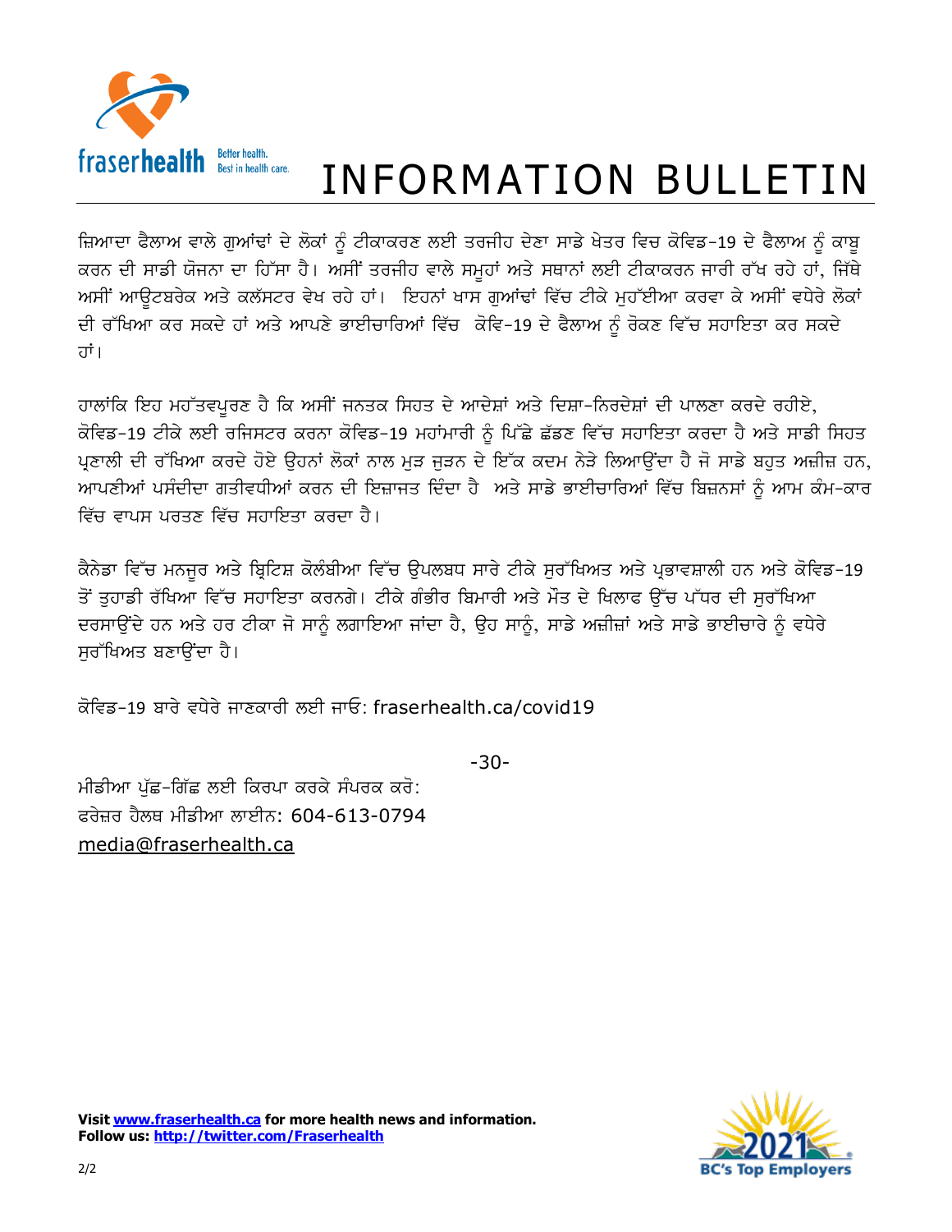# INFORMATION BULLETIN

ਜ਼ਿਆਦਾ ਫੈਲਾਅ ਵਾਲੇ ਗੁਆਂਢਾਂ ਦੇ ਲੋਕਾਂ ਨੂੰ ਟੀਕਾਕਰਣ ਲਈ ਤਰਜੀਹ ਦੇਣਾ ਸਾਡੇ ਖੇਤਰ ਵਿਚ ਕੋਵਿਡ-19 ਦੇ ਫੈਲਾਅ ਨੂੰ ਕਾਬੂ ਕਰਨ ਦੀ ਸਾਡੀ ਯੋਜਨਾ ਦਾ ਹਿੱਸਾ ਹੈ। ਅਸੀਂ ਤਰਜੀਹ ਵਾਲੇ ਸਮੂਹਾਂ ਅਤੇ ਸਥਾਨਾਂ ਲਈ ਟੀਕਾਕਰਨ ਜਾਰੀ ਰੱਖ ਰਹੇ ਹਾਂ, ਜਿੱਥੇ ਅਸੀਂ ਆਊਟਬਰੇਕ ਅਤੇ ਕਲੱਸਟਰ ਵੇਖ ਰਹੇ ਹਾਂ। ਇਹਨਾਂ ਖਾਸ ਗੁਆਂਢਾਂ ਵਿੱਚ ਟੀਕੇ ਮੁਹੱਈਆ ਕਰਵਾ ਕੇ ਅਸੀਂ ਵਧੇਰੇ ਲੋਕਾਂ ਦੀ ਰੱਖਿਆ ਕਰ ਸਕਦੇ ਹਾਂ ਅਤੇ ਆਪਣੇ ਭਾਈਚਾਰਿਆਂ ਵਿੱਚ ਕੋਵਿ-19 ਦੇ ਫੈਲਾਅ ਨੂੰ ਰੋਕਣ ਵਿੱਚ ਸਹਾਇਤਾ ਕਰ ਸਕਦੇ ਹਾਂ।

ਹਾਲਾਂਕਿ ਇਹ ਮਹੱਤਵਪੂਰਣ ਹੈ ਕਿ ਅਸੀਂ ਜਨਤਕ ਸਿਹਤ ਦੇ ਆਦੇਸ਼ਾਂ ਅਤੇ ਦਿਸ਼ਾ-ਨਿਰਦੇਸ਼ਾਂ ਦੀ ਪਾਲਣਾ ਕਰਦੇ ਰਹੀਏ, ਕੋਵਿਡ-19 ਟੀਕੇ ਲਈ ਰਜਿਸਟਰ ਕਰਨਾ ਕੋਵਿਡ-19 ਮਹਾਂਮਾਰੀ ਨੂੰ ਪਿੱਛੇ ਛੱਡਣ ਵਿੱਚ ਸਹਾਇਤਾ ਕਰਦਾ ਹੈ ਅਤੇ ਸਾਡੀ ਸਿਹਤ ਪ੍ਰਣਾਲੀ ਦੀ ਰੱਖਿਆ ਕਰਦੇ ਹੋਏ ਉਹਨਾਂ ਲੋਕਾਂ ਨਾਲ ਮੁੜ ਜੁੜਨ ਦੇ ਇੱਕ ਕਦਮ ਨੇੜੇ ਲਿਆਉਂਦਾ ਹੈ ਜੋ ਸਾਡੇ ਬਹੁਤ ਅਜ਼ੀਜ਼ ਹਨ, ਆਪਣੀਆਂ ਪਸੰਦੀਦਾ ਗਤੀਵਧੀਆਂ ਕਰਨ ਦੀ ਇਜ਼ਾਜਤ ਦਿੰਦਾ ਹੈ ਅਤੇ ਸਾਡੇ ਭਾਈਚਾਰਿਆਂ ਵਿੱਚ ਬਿਜ਼ਨਸਾਂ ਨੂੰ ਆਮ ਕੰਮ-ਕਾਰ ਵਿੱਚ ਵਾਪਸ ਪਰਤਣ ਵਿੱਚ ਸਹਾਇਤਾ ਕਰਦਾ ਹੈ।

ਕੈਨੇਡਾ ਵਿੱਚ ਮਨਜ਼ੂਰ ਅਤੇ ਬ੍ਰਿਟਿਸ਼ ਕੋਲੰਬੀਆ ਵਿੱਚ ਉਪਲਬਧ ਸਾਰੇ ਟੀਕੇ ਸੁਰੱਖਿਅਤ ਅਤੇ ਪ੍ਰਭਾਵਸ਼ਾਲੀ ਹਨ ਅਤੇ ਕੋਵਿਡ-19 ਤੋਂ ਤੁਹਾਡੀ ਰੱਖਿਆ ਵਿੱਚ ਸਹਾਇਤਾ ਕਰਨਗੇ। ਟੀਕੇ ਗੰਭੀਰ ਬਿਮਾਰੀ ਅਤੇ ਮੌਤ ਦੇ ਖਿਲਾਫ ਉੱਚ ਪੱਧਰ ਦੀ ਸੁਰੱਖਿਆ ਦਰਸਾਉਂਦੇ ਹਨ ਅਤੇ ਹਰ ਟੀਕਾ ਜੋ ਸਾਨੂੰ ਲਗਾਇਆ ਜਾਂਦਾ ਹੈ, ਉਹ ਸਾਨੂੰ, ਸਾਡੇ ਅਜ਼ੀਜ਼ਾਂ ਅਤੇ ਸਾਡੇ ਭਾਈਚਾਰੇ ਨੂੰ ਵਧੇਰੇ ਸੁਰੱਖਿਅਤ ਬਣਾਉਂਦਾ ਹੈ।

ਕੋਵਿਡ-19 ਬਾਰੇ ਵਧੇਰੇ ਜਾਣਕਾਰੀ ਲਈ ਜਾਓ: fraserhealth.ca/covid19

-30-

ਮੀਡੀਆ ਪੁੱਛ-ਗਿੱਛ ਲਈ ਕਿਰਪਾ ਕਰਕੇ ਸੰਪਰਕ ਕਰੋ:
ਫਰੇਜ਼ਰ ਹੈਲਥ ਮੀਡੀਆ ਲਾਈਨ: 604-613-0794
media@fraserhealth.ca

**Visit www.fraserhealth.ca for more health news and information.**
**Follow us: http://twitter.com/Fraserhealth**